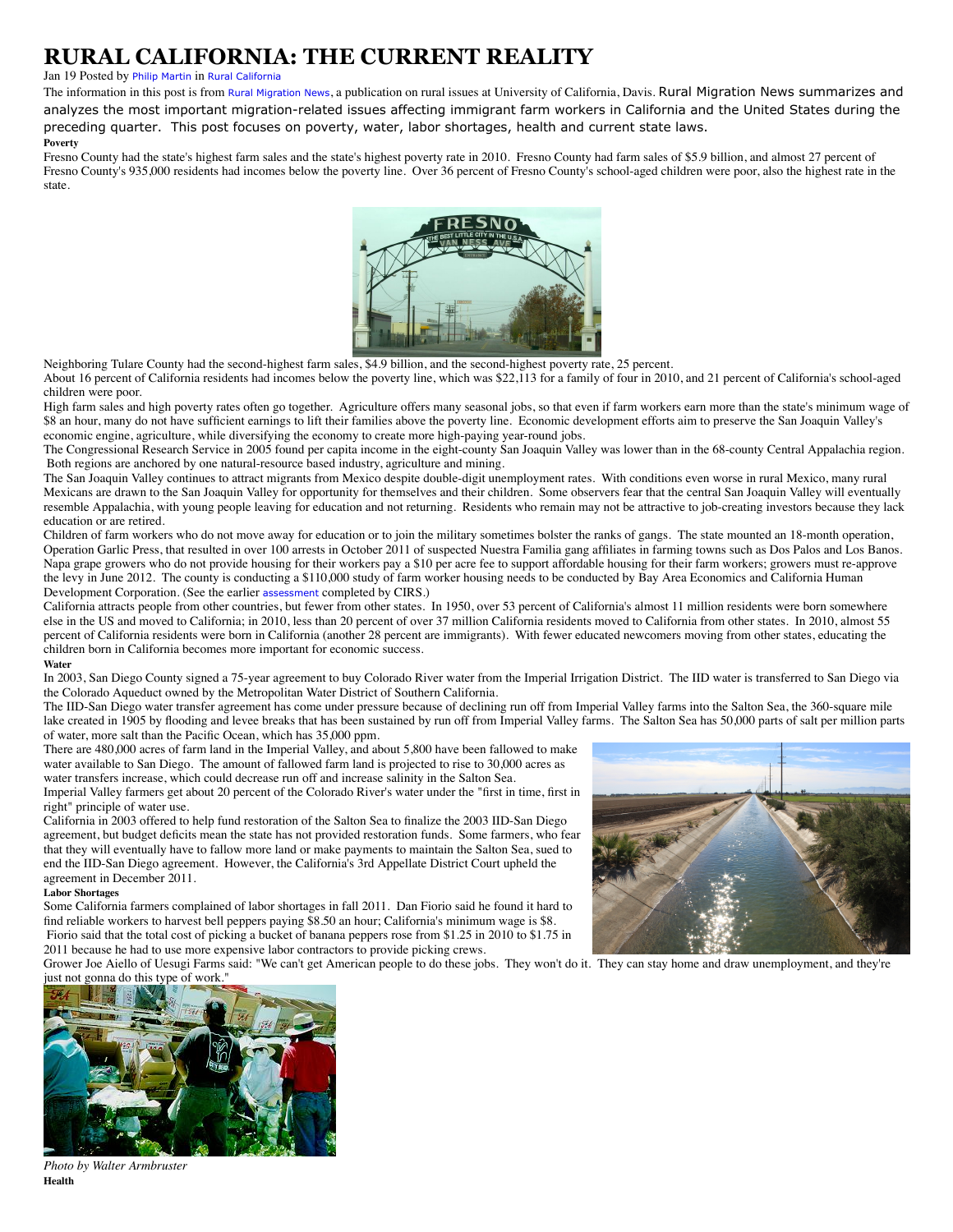# RURAL CALIFORNIA: THE CURRENT REALITY

Jan 19 Posted by Philip Martin in Rural California

The information in this post is from Rural Migration News, a publication on rural issues at University of California, Davis. Rural Migration News summarizes and analyzes the most important migration-related issues affecting immigrant farm workers in California and the United States during the preceding quarter. This post focuses on poverty, water, labor shortages, health and current state laws.

**Poverty**

Fresno County had the state's highest farm sales and the state's highest poverty rate in 2010. Fresno County had farm sales of $5.9 billion, and almost 27 percent of Fresno County's 935,000 residents had incomes below the poverty line. Over 36 percent of Fresno County's school-aged children were poor, also the highest rate in the state.

Neighboring Tulare County had the second-highest farm sales, $4.9 billion, and the second-highest poverty rate, 25 percent.

About 16 percent of California residents had incomes below the poverty line, which was $22,113 for a family of four in 2010, and 21 percent of California's school-aged children were poor.

High farm sales and high poverty rates often go together. Agriculture offers many seasonal jobs, so that even if farm workers earn more than the state's minimum wage of $8 an hour, many do not have sufficient earnings to lift their families above the poverty line. Economic development efforts aim to preserve the San Joaquin Valley's economic engine, agriculture, while diversifying the economy to create more high-paying year-round jobs.

The Congressional Research Service in 2005 found per capita income in the eight-county San Joaquin Valley was lower than in the 68-county Central Appalachia region. Both regions are anchored by one natural-resource based industry, agriculture and mining.

The San Joaquin Valley continues to attract migrants from Mexico despite double-digit unemployment rates. With conditions even worse in rural Mexico, many rural Mexicans are drawn to the San Joaquin Valley for opportunity for themselves and their children. Some observers fear that the central San Joaquin Valley will eventually resemble Appalachia, with young people leaving for education and not returning. Residents who remain may not be attractive to job-creating investors because they lack education or are retired.

Children of farm workers who do not move away for education or to join the military sometimes bolster the ranks of gangs. The state mounted an 18-month operation, Operation Garlic Press, that resulted in over 100 arrests in October 2011 of suspected Nuestra Familia gang affiliates in farming towns such as Dos Palos and Los Banos.

Napa grape growers who do not provide housing for their workers pay a $10 per acre fee to support affordable housing for their farm workers; growers must re-approve the levy in June 2012. The county is conducting a $110,000 study of farm worker housing needs to be conducted by Bay Area Economics and California Human Development Corporation. (See the earlier assessment completed by CIRS.)

California attracts people from other countries, but fewer from other states. In 1950, over 53 percent of California's almost 11 million residents were born somewhere else in the US and moved to California; in 2010, less than 20 percent of over 37 million California residents moved to California from other states. In 2010, almost 55 percent of California residents were born in California (another 28 percent are immigrants). With fewer educated newcomers moving from other states, educating the children born in California becomes more important for economic success.

**Water**

In 2003, San Diego County signed a 75-year agreement to buy Colorado River water from the Imperial Irrigation District. The IID water is transferred to San Diego via the Colorado Aqueduct owned by the Metropolitan Water District of Southern California.

The IID-San Diego water transfer agreement has come under pressure because of declining run off from Imperial Valley farms into the Salton Sea, the 360-square mile lake created in 1905 by flooding and levee breaks that has been sustained by run off from Imperial Valley farms. The Salton Sea has 50,000 parts of salt per million parts of water, more salt than the Pacific Ocean, which has 35,000 ppm.

There are 480,000 acres of farm land in the Imperial Valley, and about 5,800 have been fallowed to make water available to San Diego. The amount of fallowed farm land is projected to rise to 30,000 acres as water transfers increase, which could decrease run off and increase salinity in the Salton Sea.

Imperial Valley farmers get about 20 percent of the Colorado River's water under the "first in time, first in right" principle of water use.

California in 2003 offered to help fund restoration of the Salton Sea to finalize the 2003 IID-San Diego agreement, but budget deficits mean the state has not provided restoration funds. Some farmers, who fear that they will eventually have to fallow more land or make payments to maintain the Salton Sea, sued to end the IID-San Diego agreement. However, the California's 3rd Appellate District Court upheld the agreement in December 2011.

**Labor Shortages**

Some California farmers complained of labor shortages in fall 2011. Dan Fiorio said he found it hard to find reliable workers to harvest bell peppers paying $8.50 an hour; California's minimum wage is $8. Fiorio said that the total cost of picking a bucket of banana peppers rose from $1.25 in 2010 to $1.75 in 2011 because he had to use more expensive labor contractors to provide picking crews.

Grower Joe Aiello of Uesugi Farms said: "We can't get American people to do these jobs. They won't do it. They can stay home and draw unemployment, and they're just not gonna do this type of work."

*Photo by Walter Armbruster*

**Health**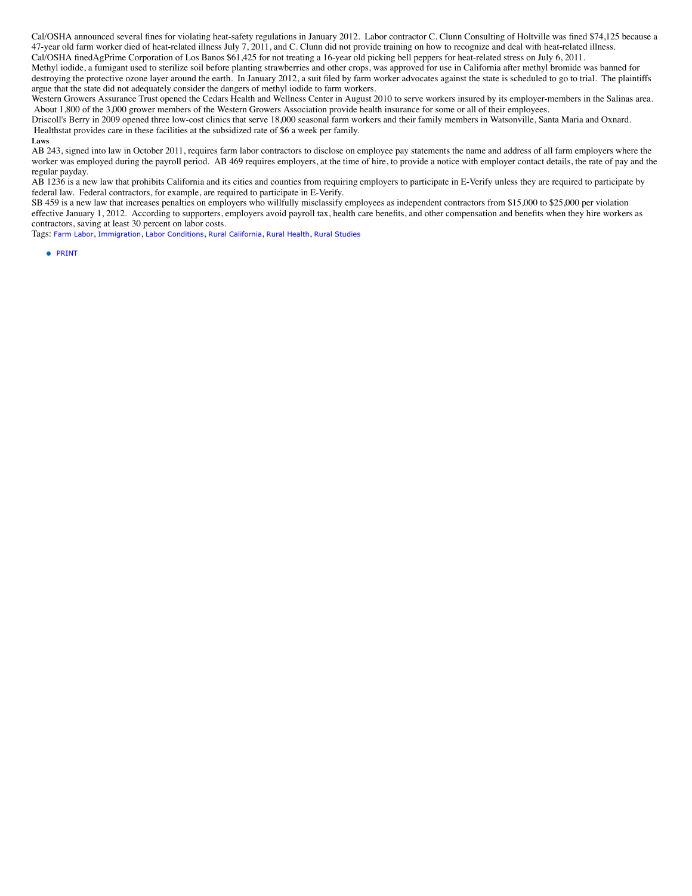Cal/OSHA announced several fines for violating heat-safety regulations in January 2012. Labor contractor C. Clunn Consulting of Holtville was fined $74,125 because a 47-year old farm worker died of heat-related illness July 7, 2011, and C. Clunn did not provide training on how to recognize and deal with heat-related illness.

Cal/OSHA finedAgPrime Corporation of Los Banos $61,425 for not treating a 16-year old picking bell peppers for heat-related stress on July 6, 2011.

Methyl iodide, a fumigant used to sterilize soil before planting strawberries and other crops, was approved for use in California after methyl bromide was banned for destroying the protective ozone layer around the earth. In January 2012, a suit filed by farm worker advocates against the state is scheduled to go to trial. The plaintiffs argue that the state did not adequately consider the dangers of methyl iodide to farm workers.

Western Growers Assurance Trust opened the Cedars Health and Wellness Center in August 2010 to serve workers insured by its employer-members in the Salinas area. About 1,800 of the 3,000 grower members of the Western Growers Association provide health insurance for some or all of their employees.

Driscoll's Berry in 2009 opened three low-cost clinics that serve 18,000 seasonal farm workers and their family members in Watsonville, Santa Maria and Oxnard. Healthstat provides care in these facilities at the subsidized rate of $6 a week per family.

**Laws**

AB 243, signed into law in October 2011, requires farm labor contractors to disclose on employee pay statements the name and address of all farm employers where the worker was employed during the payroll period. AB 469 requires employers, at the time of hire, to provide a notice with employer contact details, the rate of pay and the regular payday.

AB 1236 is a new law that prohibits California and its cities and counties from requiring employers to participate in E-Verify unless they are required to participate by federal law. Federal contractors, for example, are required to participate in E-Verify.

SB 459 is a new law that increases penalties on employers who willfully misclassify employees as independent contractors from $15,000 to $25,000 per violation effective January 1, 2012. According to supporters, employers avoid payroll tax, health care benefits, and other compensation and benefits when they hire workers as contractors, saving at least 30 percent on labor costs.

Tags: Farm Labor, Immigration, Labor Conditions, Rural California, Rural Health, Rural Studies

- PRINT